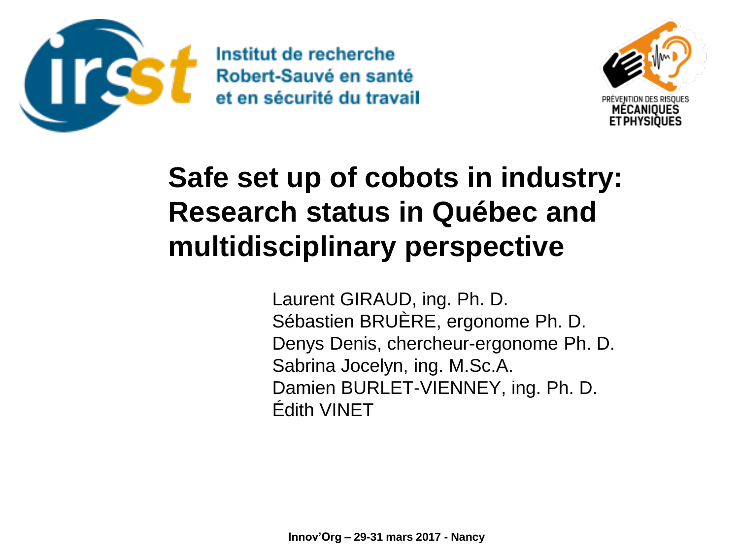Institut de recherche
Robert-Sauvé en santé
et en sécurité du travail

PRÉVENTION DES RISQUES
MÉCANIQUES
ET PHYSIQUES

# Safe set up of cobots in industry: Research status in Québec and multidisciplinary perspective

Laurent GIRAUD, ing. Ph. D.
Sébastien BRUÈRE, ergonome Ph. D.
Denys Denis, chercheur-ergonome Ph. D.
Sabrina Jocelyn, ing. M.Sc.A.
Damien BURLET-VIENNEY, ing. Ph. D.
Édith VINET

**Innov'Org – 29-31 mars 2017 - Nancy**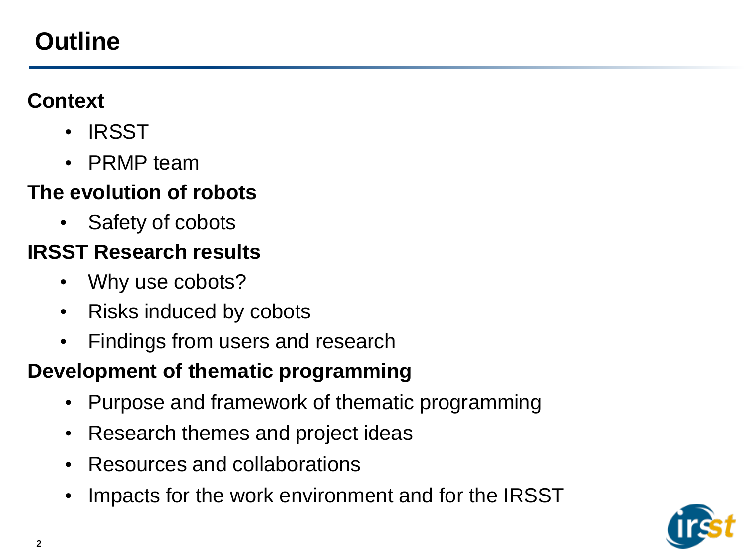# Outline

**Context**

- IRSST
- PRMP team

**The evolution of robots**

- Safety of cobots

**IRSST Research results**

- Why use cobots?
- Risks induced by cobots
- Findings from users and research

**Development of thematic programming**

- Purpose and framework of thematic programming
- Research themes and project ideas
- Resources and collaborations
- Impacts for the work environment and for the IRSST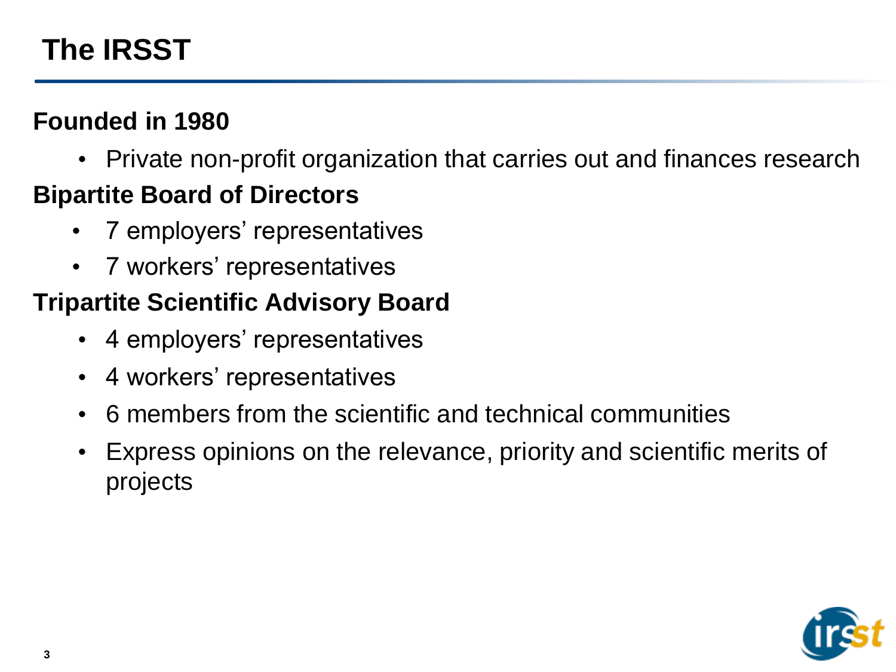# The IRSST

**Founded in 1980**

- Private non-profit organization that carries out and finances research

**Bipartite Board of Directors**

- 7 employers' representatives
- 7 workers' representatives

**Tripartite Scientific Advisory Board**

- 4 employers' representatives
- 4 workers' representatives
- 6 members from the scientific and technical communities
- Express opinions on the relevance, priority and scientific merits of projects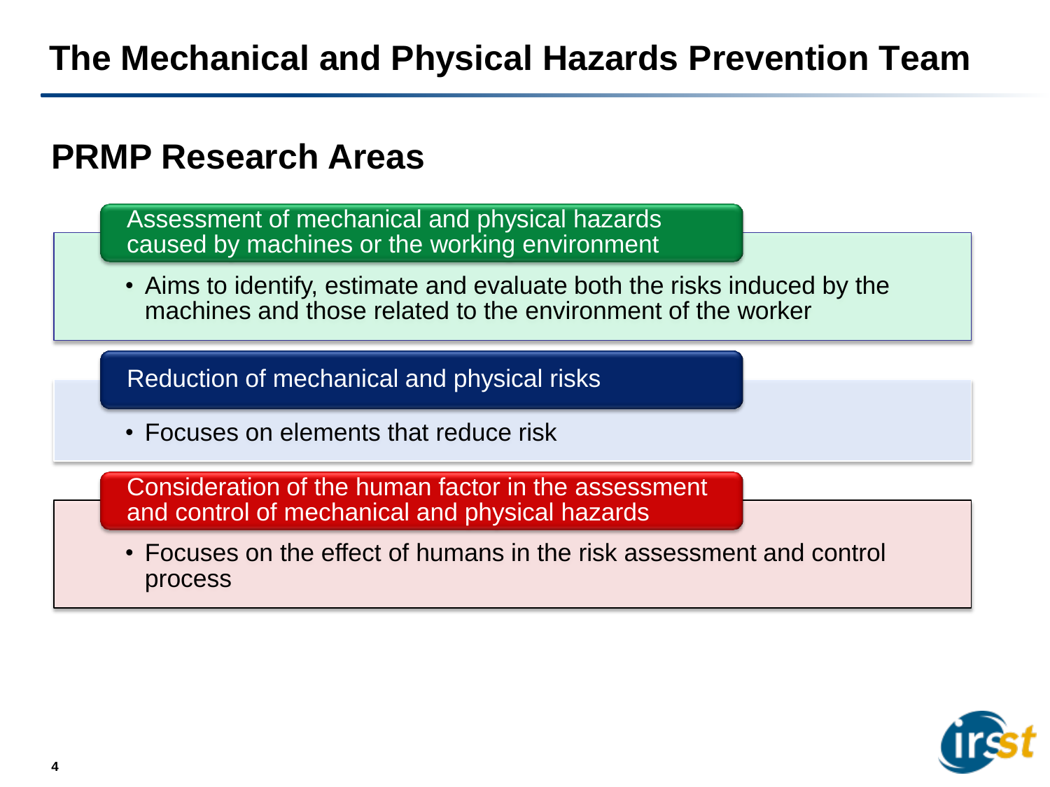# The Mechanical and Physical Hazards Prevention Team

## PRMP Research Areas

### Assessment of mechanical and physical hazards caused by machines or the working environment

- Aims to identify, estimate and evaluate both the risks induced by the machines and those related to the environment of the worker

### Reduction of mechanical and physical risks

- Focuses on elements that reduce risk

### Consideration of the human factor in the assessment and control of mechanical and physical hazards

- Focuses on the effect of humans in the risk assessment and control process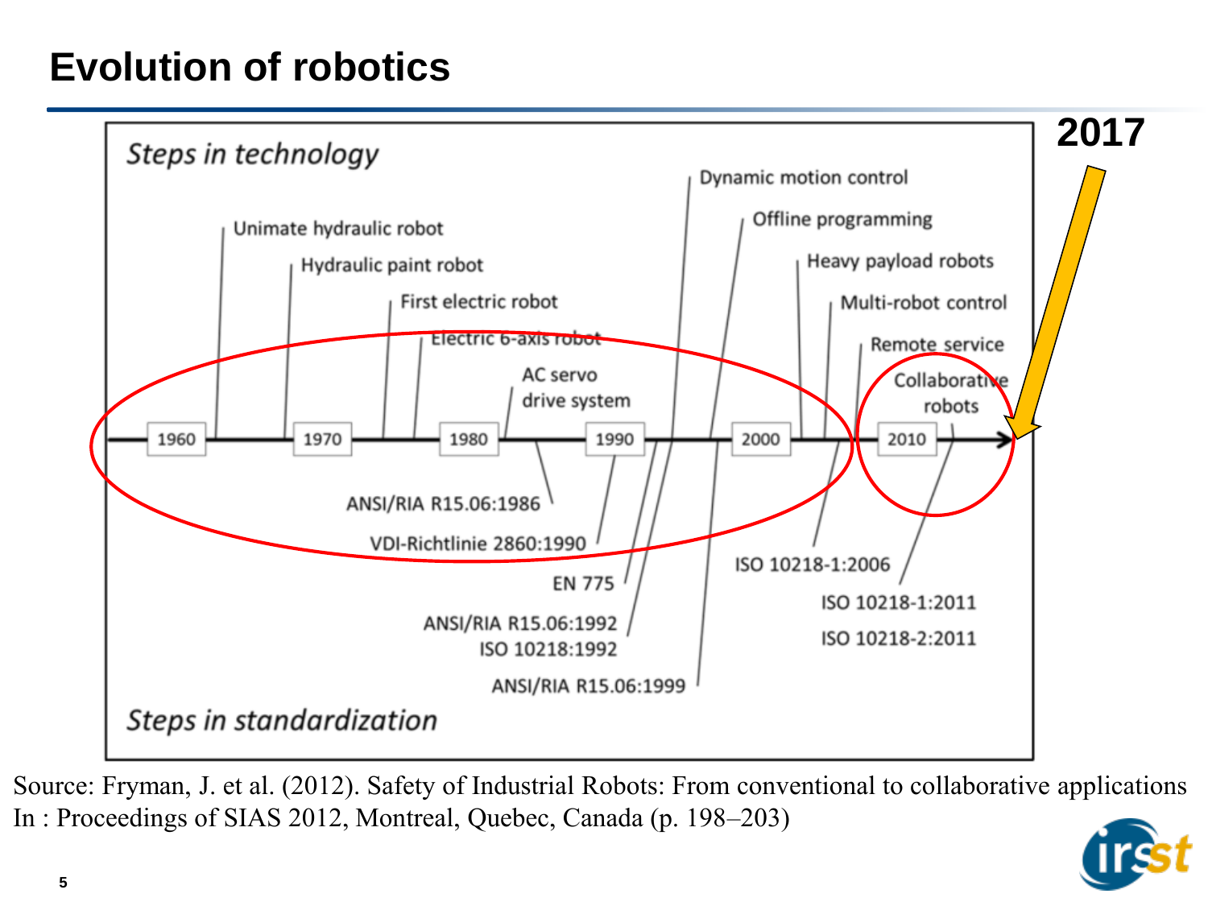# Evolution of robotics

**2017**

*Steps in technology*

- Unimate hydraulic robot
- Hydraulic paint robot
- First electric robot
- Electric 6-axis robot
- AC servo drive system
- Dynamic motion control
- Offline programming
- Heavy payload robots
- Multi-robot control
- Remote service
- Collaborative robots

1960 — 1970 — 1980 — 1990 — 2000 — 2010

*Steps in standardization*

- ANSI/RIA R15.06:1986
- VDI-Richtlinie 2860:1990
- EN 775
- ANSI/RIA R15.06:1992
- ISO 10218:1992
- ANSI/RIA R15.06:1999
- ISO 10218-1:2006
- ISO 10218-1:2011
- ISO 10218-2:2011

Source: Fryman, J. et al. (2012). Safety of Industrial Robots: From conventional to collaborative applications
In : Proceedings of SIAS 2012, Montreal, Quebec, Canada (p. 198–203)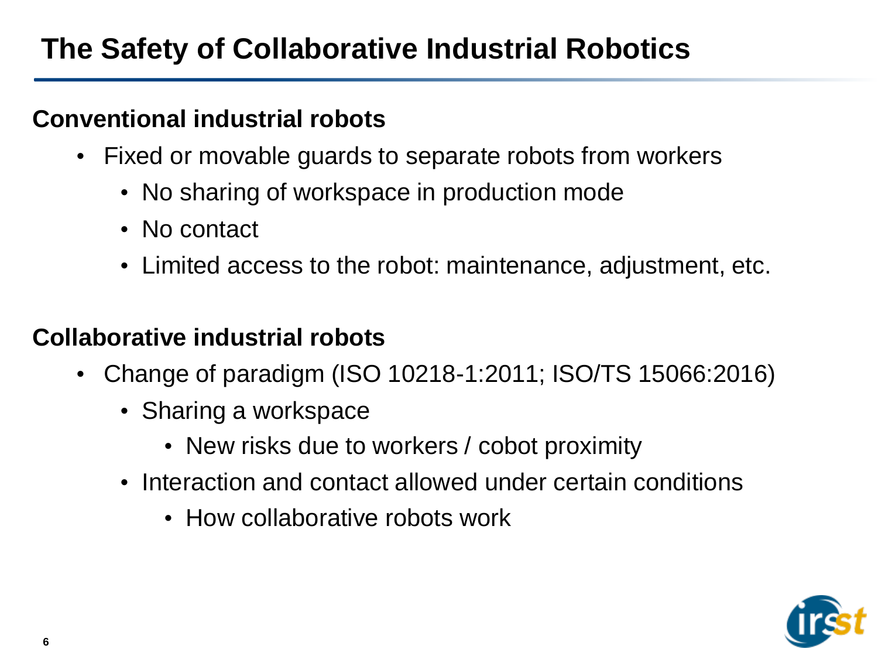# The Safety of Collaborative Industrial Robotics

**Conventional industrial robots**

- Fixed or movable guards to separate robots from workers
  - No sharing of workspace in production mode
  - No contact
  - Limited access to the robot: maintenance, adjustment, etc.

**Collaborative industrial robots**

- Change of paradigm (ISO 10218-1:2011; ISO/TS 15066:2016)
  - Sharing a workspace
    - New risks due to workers / cobot proximity
  - Interaction and contact allowed under certain conditions
    - How collaborative robots work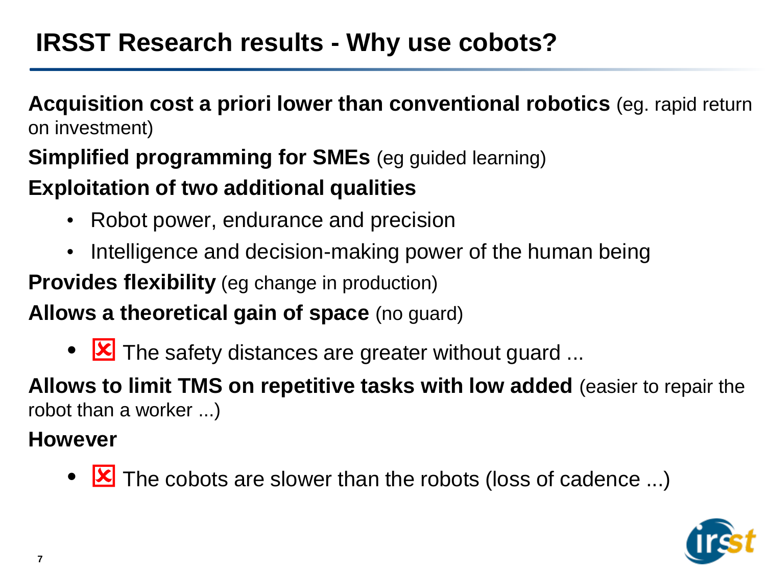# IRSST Research results - Why use cobots?

**Acquisition cost a priori lower than conventional robotics** (eg. rapid return on investment)

**Simplified programming for SMEs** (eg guided learning)

**Exploitation of two additional qualities**

- Robot power, endurance and precision
- Intelligence and decision-making power of the human being

**Provides flexibility** (eg change in production)

**Allows a theoretical gain of space** (no guard)

- ☒ The safety distances are greater without guard ...

**Allows to limit TMS on repetitive tasks with low added** (easier to repair the robot than a worker ...)

**However**

- ☒ The cobots are slower than the robots (loss of cadence ...)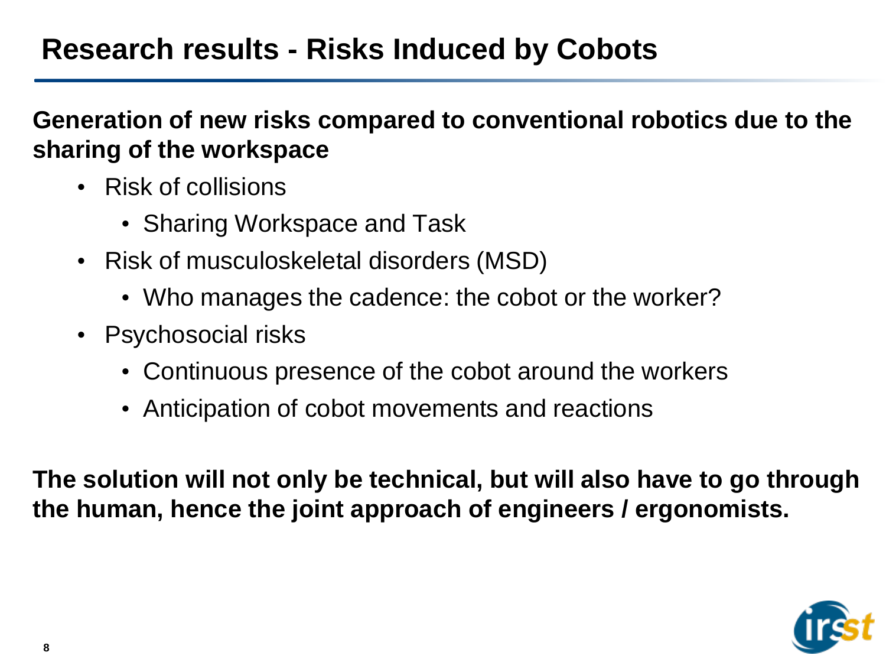# Research results - Risks Induced by Cobots

**Generation of new risks compared to conventional robotics due to the sharing of the workspace**

- Risk of collisions
  - Sharing Workspace and Task
- Risk of musculoskeletal disorders (MSD)
  - Who manages the cadence: the cobot or the worker?
- Psychosocial risks
  - Continuous presence of the cobot around the workers
  - Anticipation of cobot movements and reactions

**The solution will not only be technical, but will also have to go through the human, hence the joint approach of engineers / ergonomists.**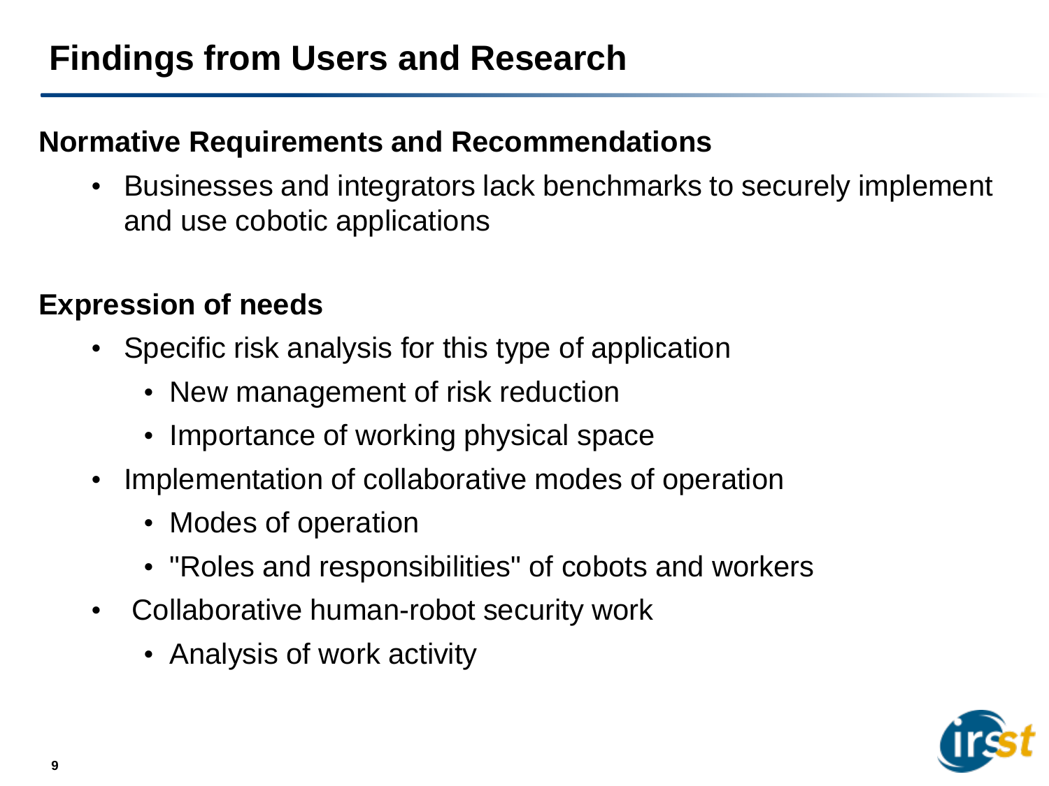# Findings from Users and Research

**Normative Requirements and Recommendations**

- Businesses and integrators lack benchmarks to securely implement and use cobotic applications

**Expression of needs**

- Specific risk analysis for this type of application
  - New management of risk reduction
  - Importance of working physical space
- Implementation of collaborative modes of operation
  - Modes of operation
  - "Roles and responsibilities" of cobots and workers
- Collaborative human-robot security work
  - Analysis of work activity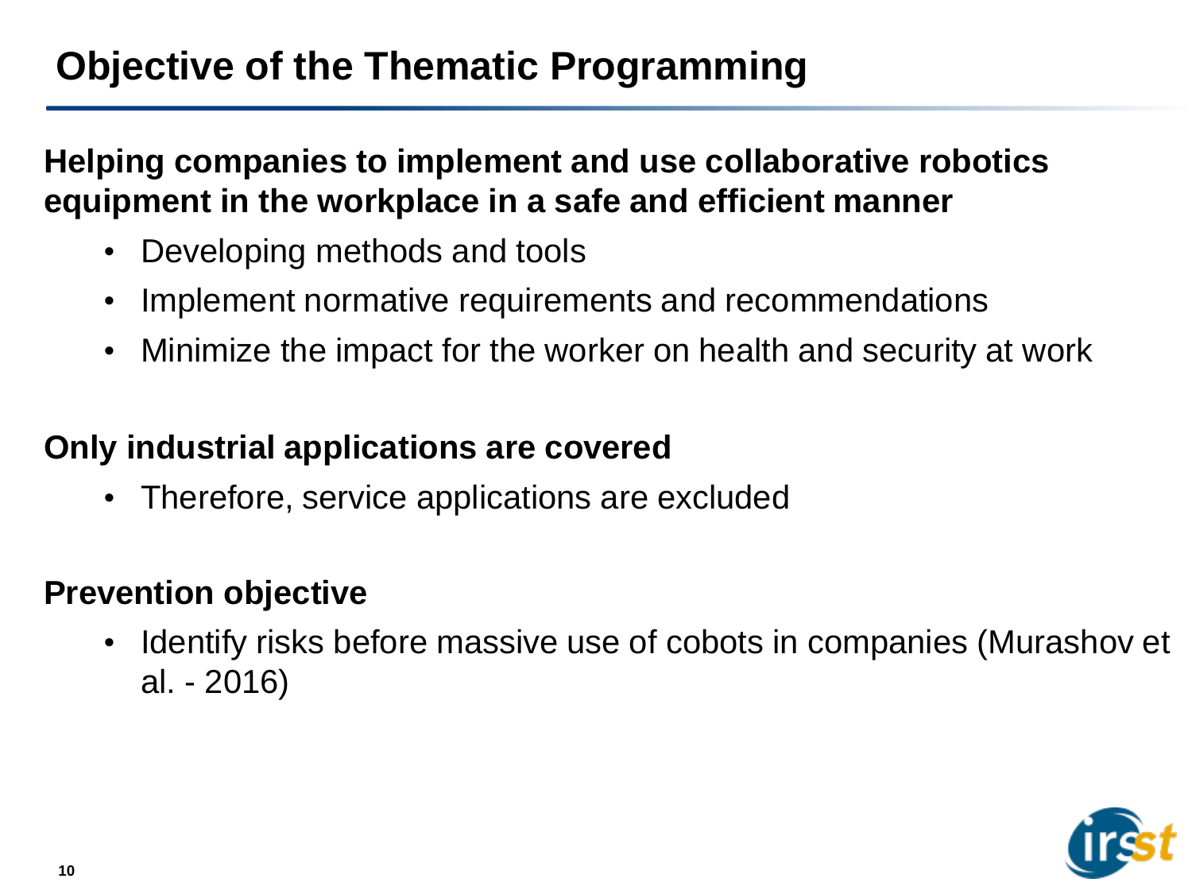# Objective of the Thematic Programming

**Helping companies to implement and use collaborative robotics equipment in the workplace in a safe and efficient manner**

- Developing methods and tools
- Implement normative requirements and recommendations
- Minimize the impact for the worker on health and security at work

**Only industrial applications are covered**

- Therefore, service applications are excluded

**Prevention objective**

- Identify risks before massive use of cobots in companies (Murashov et al. - 2016)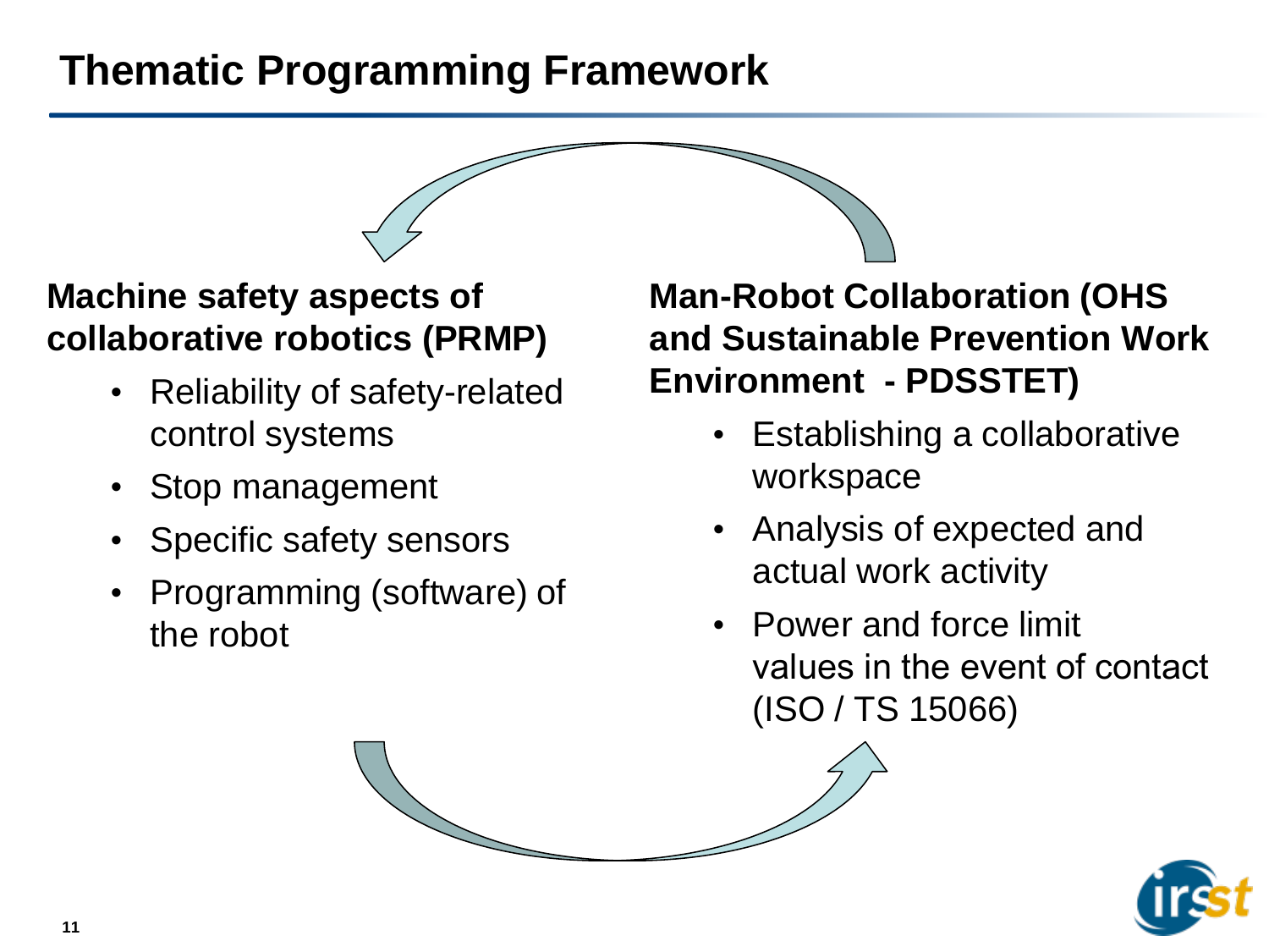# Thematic Programming Framework

**Machine safety aspects of collaborative robotics (PRMP)**

- Reliability of safety-related control systems
- Stop management
- Specific safety sensors
- Programming (software) of the robot

**Man-Robot Collaboration (OHS and Sustainable Prevention Work Environment - PDSSTET)**

- Establishing a collaborative workspace
- Analysis of expected and actual work activity
- Power and force limit values in the event of contact (ISO / TS 15066)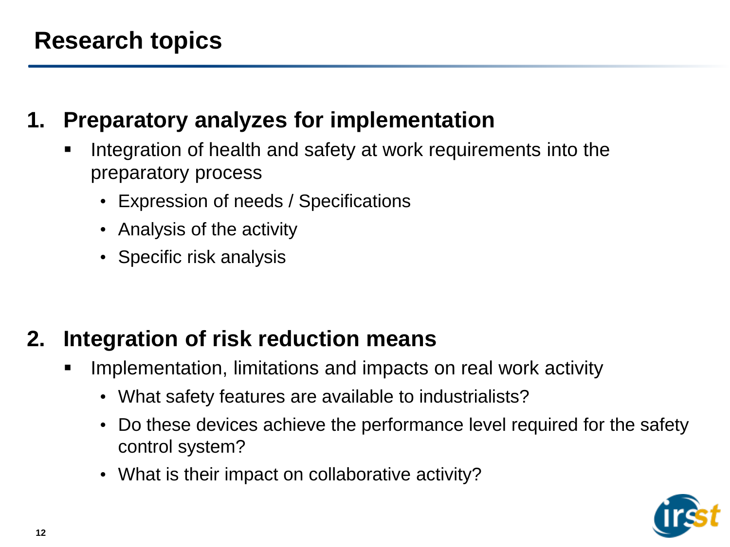# Research topics

## 1. Preparatory analyzes for implementation

- Integration of health and safety at work requirements into the preparatory process
  - Expression of needs / Specifications
  - Analysis of the activity
  - Specific risk analysis

## 2. Integration of risk reduction means

- Implementation, limitations and impacts on real work activity
  - What safety features are available to industrialists?
  - Do these devices achieve the performance level required for the safety control system?
  - What is their impact on collaborative activity?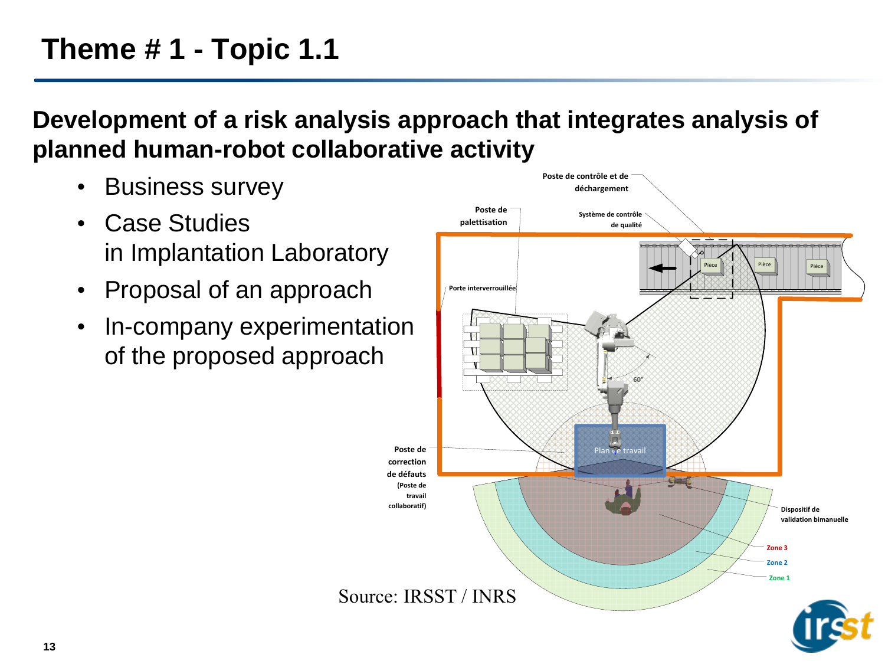# Theme # 1 - Topic 1.1

**Development of a risk analysis approach that integrates analysis of planned human-robot collaborative activity**

- Business survey
- Case Studies in Implantation Laboratory
- Proposal of an approach
- In-company experimentation of the proposed approach

Poste de contrôle et de déchargement

Poste de palettisation

Système de contrôle de qualité

Porte interverrouillée

Pièce

Pièce

Pièce

60°

Plan de travail

Poste de correction de défauts (Poste de travail collaboratif)

Dispositif de validation bimanuelle

Zone 3

Zone 2

Zone 1

Source: IRSST / INRS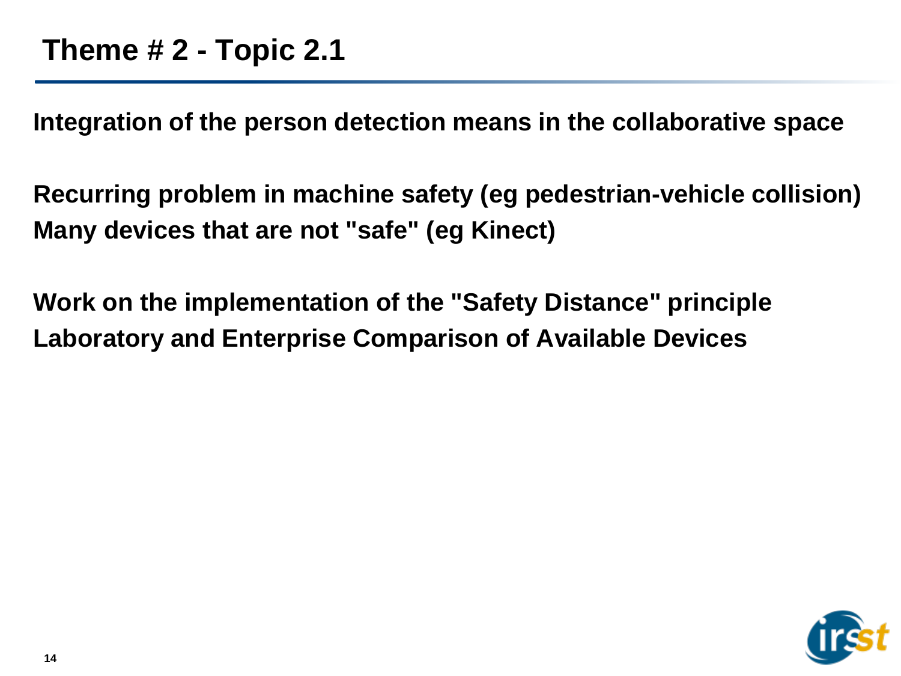# Theme # 2 - Topic 2.1

**Integration of the person detection means in the collaborative space**

**Recurring problem in machine safety (eg pedestrian-vehicle collision)**
**Many devices that are not "safe" (eg Kinect)**

**Work on the implementation of the "Safety Distance" principle**
**Laboratory and Enterprise Comparison of Available Devices**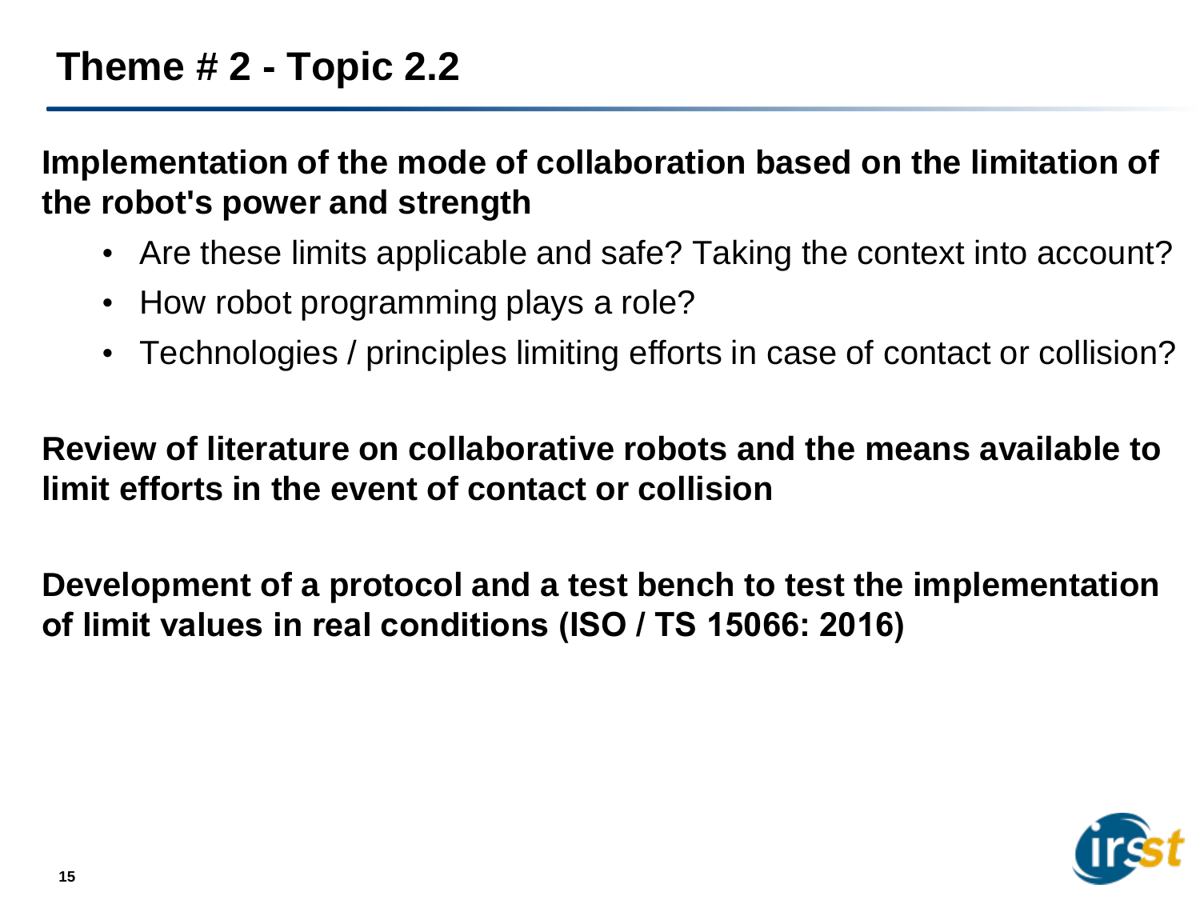# Theme # 2 - Topic 2.2

**Implementation of the mode of collaboration based on the limitation of the robot's power and strength**

- Are these limits applicable and safe? Taking the context into account?
- How robot programming plays a role?
- Technologies / principles limiting efforts in case of contact or collision?

**Review of literature on collaborative robots and the means available to limit efforts in the event of contact or collision**

**Development of a protocol and a test bench to test the implementation of limit values in real conditions (ISO / TS 15066: 2016)**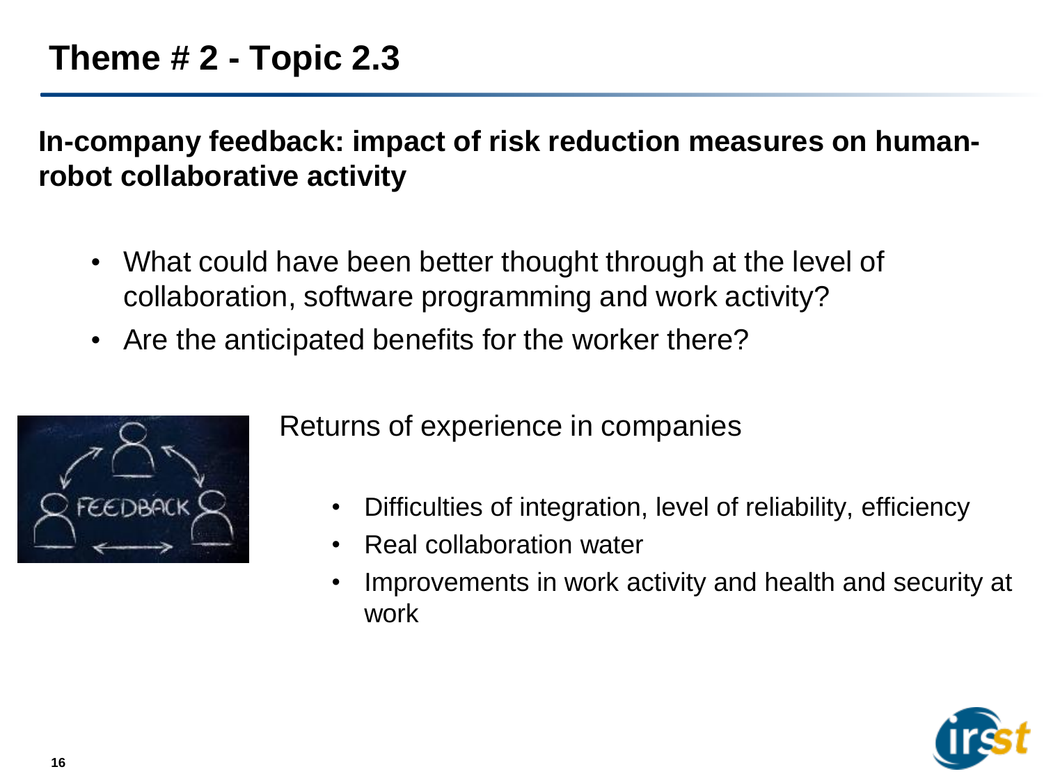# Theme # 2 - Topic 2.3

**In-company feedback: impact of risk reduction measures on human-robot collaborative activity**

- What could have been better thought through at the level of collaboration, software programming and work activity?
- Are the anticipated benefits for the worker there?

Returns of experience in companies

- Difficulties of integration, level of reliability, efficiency
- Real collaboration water
- Improvements in work activity and health and security at work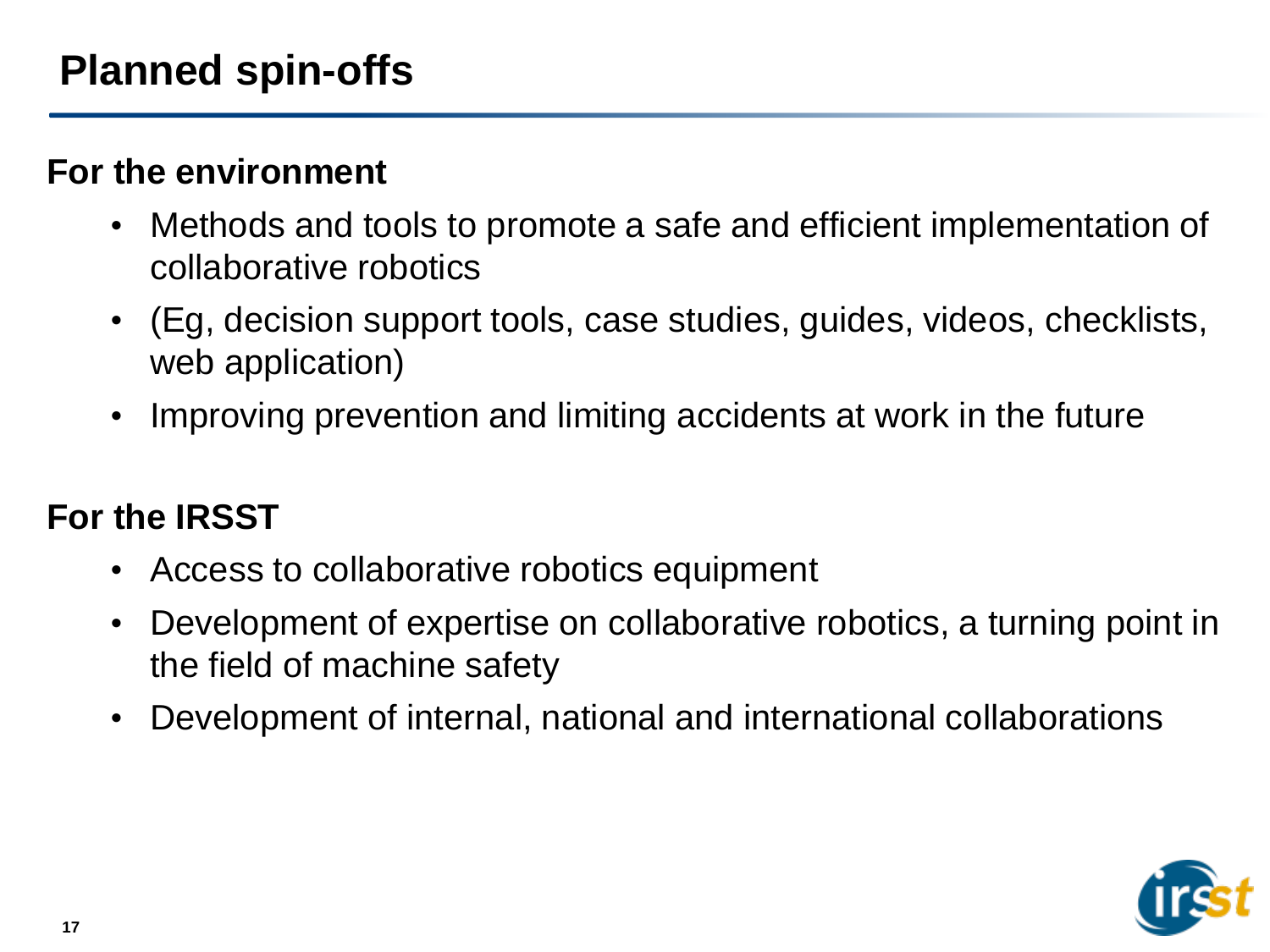# Planned spin-offs

**For the environment**

- Methods and tools to promote a safe and efficient implementation of collaborative robotics
- (Eg, decision support tools, case studies, guides, videos, checklists, web application)
- Improving prevention and limiting accidents at work in the future

**For the IRSST**

- Access to collaborative robotics equipment
- Development of expertise on collaborative robotics, a turning point in the field of machine safety
- Development of internal, national and international collaborations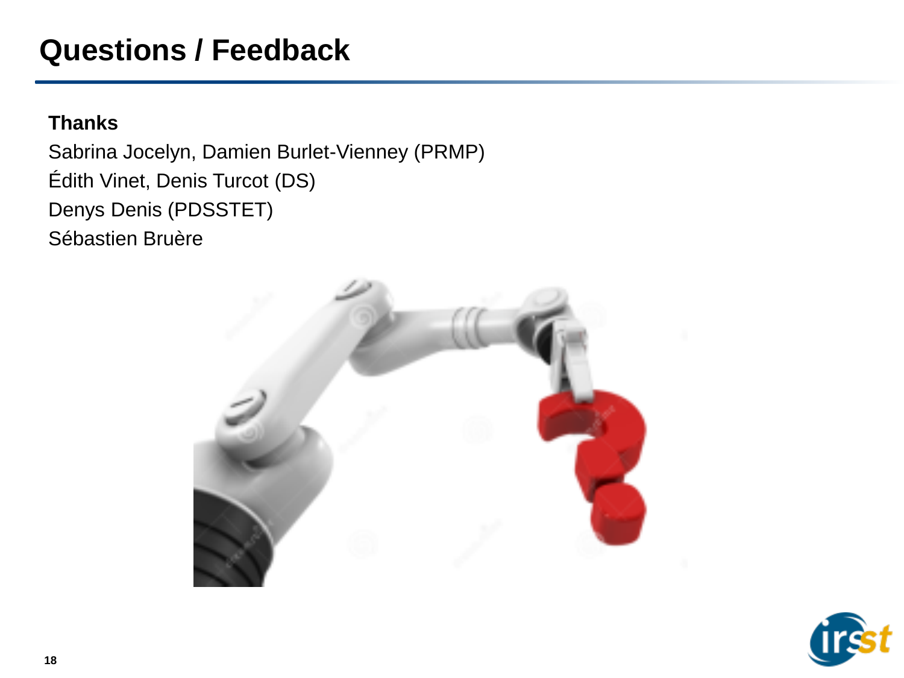# Questions / Feedback

**Thanks**

Sabrina Jocelyn, Damien Burlet-Vienney (PRMP)

Édith Vinet, Denis Turcot (DS)

Denys Denis (PDSSTET)

Sébastien Bruère